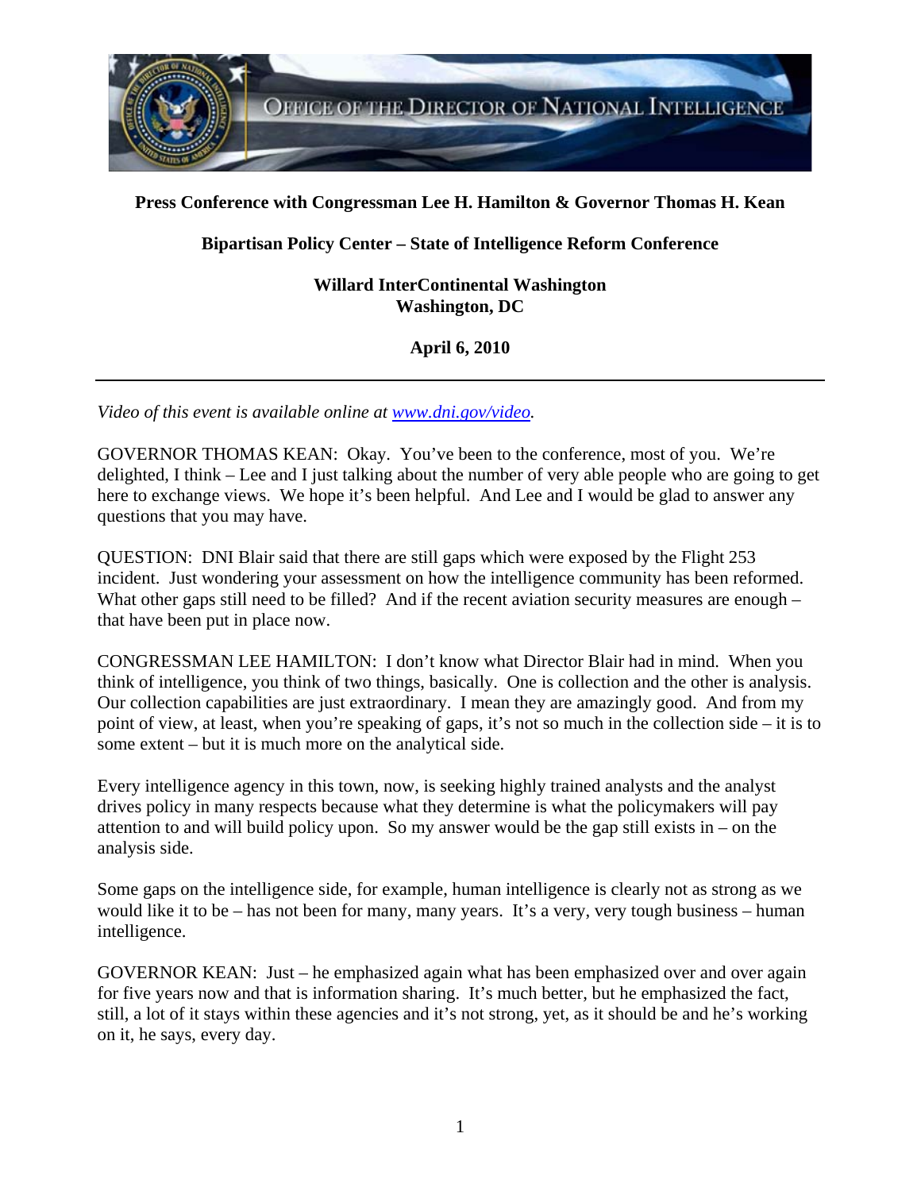**Press Conference with Congressman Lee H. Hamilton & Governor Thomas H. Kean**

**Bipartisan Policy Center – State of Intelligence Reform Conference**

**Willard InterContinental Washington**
**Washington, DC**

**April 6, 2010**

---

*Video of this event is available online at [www.dni.gov/video](www.dni.gov/video).*

GOVERNOR THOMAS KEAN: Okay. You've been to the conference, most of you. We're delighted, I think – Lee and I just talking about the number of very able people who are going to get here to exchange views. We hope it's been helpful. And Lee and I would be glad to answer any questions that you may have.

QUESTION: DNI Blair said that there are still gaps which were exposed by the Flight 253 incident. Just wondering your assessment on how the intelligence community has been reformed. What other gaps still need to be filled? And if the recent aviation security measures are enough – that have been put in place now.

CONGRESSMAN LEE HAMILTON: I don't know what Director Blair had in mind. When you think of intelligence, you think of two things, basically. One is collection and the other is analysis. Our collection capabilities are just extraordinary. I mean they are amazingly good. And from my point of view, at least, when you're speaking of gaps, it's not so much in the collection side – it is to some extent – but it is much more on the analytical side.

Every intelligence agency in this town, now, is seeking highly trained analysts and the analyst drives policy in many respects because what they determine is what the policymakers will pay attention to and will build policy upon. So my answer would be the gap still exists in – on the analysis side.

Some gaps on the intelligence side, for example, human intelligence is clearly not as strong as we would like it to be – has not been for many, many years. It's a very, very tough business – human intelligence.

GOVERNOR KEAN: Just – he emphasized again what has been emphasized over and over again for five years now and that is information sharing. It's much better, but he emphasized the fact, still, a lot of it stays within these agencies and it's not strong, yet, as it should be and he's working on it, he says, every day.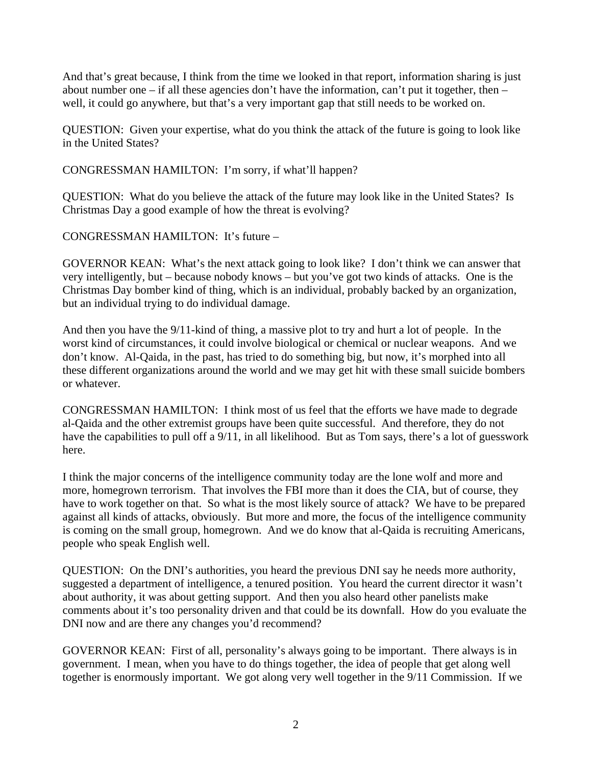And that's great because, I think from the time we looked in that report, information sharing is just about number one – if all these agencies don't have the information, can't put it together, then – well, it could go anywhere, but that's a very important gap that still needs to be worked on.

QUESTION: Given your expertise, what do you think the attack of the future is going to look like in the United States?

CONGRESSMAN HAMILTON: I'm sorry, if what'll happen?

QUESTION: What do you believe the attack of the future may look like in the United States? Is Christmas Day a good example of how the threat is evolving?

CONGRESSMAN HAMILTON: It's future –

GOVERNOR KEAN: What's the next attack going to look like? I don't think we can answer that very intelligently, but – because nobody knows – but you've got two kinds of attacks. One is the Christmas Day bomber kind of thing, which is an individual, probably backed by an organization, but an individual trying to do individual damage.

And then you have the 9/11-kind of thing, a massive plot to try and hurt a lot of people. In the worst kind of circumstances, it could involve biological or chemical or nuclear weapons. And we don't know. Al-Qaida, in the past, has tried to do something big, but now, it's morphed into all these different organizations around the world and we may get hit with these small suicide bombers or whatever.

CONGRESSMAN HAMILTON: I think most of us feel that the efforts we have made to degrade al-Qaida and the other extremist groups have been quite successful. And therefore, they do not have the capabilities to pull off a 9/11, in all likelihood. But as Tom says, there's a lot of guesswork here.

I think the major concerns of the intelligence community today are the lone wolf and more and more, homegrown terrorism. That involves the FBI more than it does the CIA, but of course, they have to work together on that. So what is the most likely source of attack? We have to be prepared against all kinds of attacks, obviously. But more and more, the focus of the intelligence community is coming on the small group, homegrown. And we do know that al-Qaida is recruiting Americans, people who speak English well.

QUESTION: On the DNI's authorities, you heard the previous DNI say he needs more authority, suggested a department of intelligence, a tenured position. You heard the current director it wasn't about authority, it was about getting support. And then you also heard other panelists make comments about it's too personality driven and that could be its downfall. How do you evaluate the DNI now and are there any changes you'd recommend?

GOVERNOR KEAN: First of all, personality's always going to be important. There always is in government. I mean, when you have to do things together, the idea of people that get along well together is enormously important. We got along very well together in the 9/11 Commission. If we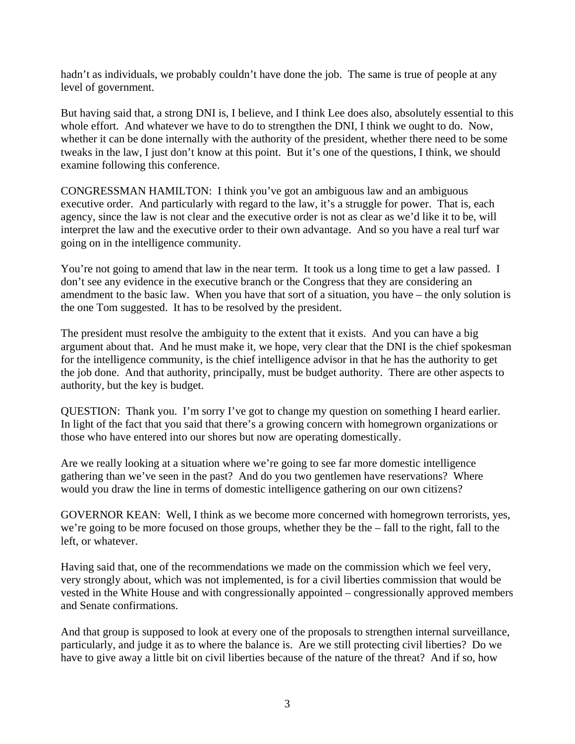hadn't as individuals, we probably couldn't have done the job. The same is true of people at any level of government.

But having said that, a strong DNI is, I believe, and I think Lee does also, absolutely essential to this whole effort. And whatever we have to do to strengthen the DNI, I think we ought to do. Now, whether it can be done internally with the authority of the president, whether there need to be some tweaks in the law, I just don't know at this point. But it's one of the questions, I think, we should examine following this conference.

CONGRESSMAN HAMILTON: I think you've got an ambiguous law and an ambiguous executive order. And particularly with regard to the law, it's a struggle for power. That is, each agency, since the law is not clear and the executive order is not as clear as we'd like it to be, will interpret the law and the executive order to their own advantage. And so you have a real turf war going on in the intelligence community.

You're not going to amend that law in the near term. It took us a long time to get a law passed. I don't see any evidence in the executive branch or the Congress that they are considering an amendment to the basic law. When you have that sort of a situation, you have – the only solution is the one Tom suggested. It has to be resolved by the president.

The president must resolve the ambiguity to the extent that it exists. And you can have a big argument about that. And he must make it, we hope, very clear that the DNI is the chief spokesman for the intelligence community, is the chief intelligence advisor in that he has the authority to get the job done. And that authority, principally, must be budget authority. There are other aspects to authority, but the key is budget.

QUESTION: Thank you. I'm sorry I've got to change my question on something I heard earlier. In light of the fact that you said that there's a growing concern with homegrown organizations or those who have entered into our shores but now are operating domestically.

Are we really looking at a situation where we're going to see far more domestic intelligence gathering than we've seen in the past? And do you two gentlemen have reservations? Where would you draw the line in terms of domestic intelligence gathering on our own citizens?

GOVERNOR KEAN: Well, I think as we become more concerned with homegrown terrorists, yes, we're going to be more focused on those groups, whether they be the – fall to the right, fall to the left, or whatever.

Having said that, one of the recommendations we made on the commission which we feel very, very strongly about, which was not implemented, is for a civil liberties commission that would be vested in the White House and with congressionally appointed – congressionally approved members and Senate confirmations.

And that group is supposed to look at every one of the proposals to strengthen internal surveillance, particularly, and judge it as to where the balance is. Are we still protecting civil liberties? Do we have to give away a little bit on civil liberties because of the nature of the threat? And if so, how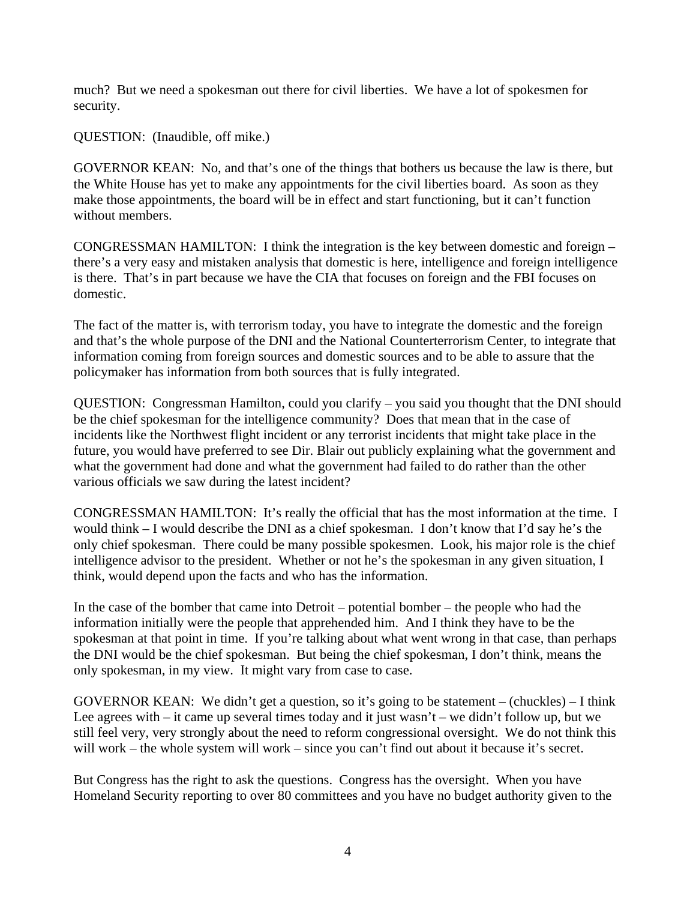much? But we need a spokesman out there for civil liberties. We have a lot of spokesmen for security.

QUESTION: (Inaudible, off mike.)

GOVERNOR KEAN: No, and that's one of the things that bothers us because the law is there, but the White House has yet to make any appointments for the civil liberties board. As soon as they make those appointments, the board will be in effect and start functioning, but it can't function without members.

CONGRESSMAN HAMILTON: I think the integration is the key between domestic and foreign – there's a very easy and mistaken analysis that domestic is here, intelligence and foreign intelligence is there. That's in part because we have the CIA that focuses on foreign and the FBI focuses on domestic.

The fact of the matter is, with terrorism today, you have to integrate the domestic and the foreign and that's the whole purpose of the DNI and the National Counterterrorism Center, to integrate that information coming from foreign sources and domestic sources and to be able to assure that the policymaker has information from both sources that is fully integrated.

QUESTION: Congressman Hamilton, could you clarify – you said you thought that the DNI should be the chief spokesman for the intelligence community? Does that mean that in the case of incidents like the Northwest flight incident or any terrorist incidents that might take place in the future, you would have preferred to see Dir. Blair out publicly explaining what the government and what the government had done and what the government had failed to do rather than the other various officials we saw during the latest incident?

CONGRESSMAN HAMILTON: It's really the official that has the most information at the time. I would think – I would describe the DNI as a chief spokesman. I don't know that I'd say he's the only chief spokesman. There could be many possible spokesmen. Look, his major role is the chief intelligence advisor to the president. Whether or not he's the spokesman in any given situation, I think, would depend upon the facts and who has the information.

In the case of the bomber that came into Detroit – potential bomber – the people who had the information initially were the people that apprehended him. And I think they have to be the spokesman at that point in time. If you're talking about what went wrong in that case, than perhaps the DNI would be the chief spokesman. But being the chief spokesman, I don't think, means the only spokesman, in my view. It might vary from case to case.

GOVERNOR KEAN: We didn't get a question, so it's going to be statement – (chuckles) – I think Lee agrees with – it came up several times today and it just wasn't – we didn't follow up, but we still feel very, very strongly about the need to reform congressional oversight. We do not think this will work – the whole system will work – since you can't find out about it because it's secret.

But Congress has the right to ask the questions. Congress has the oversight. When you have Homeland Security reporting to over 80 committees and you have no budget authority given to the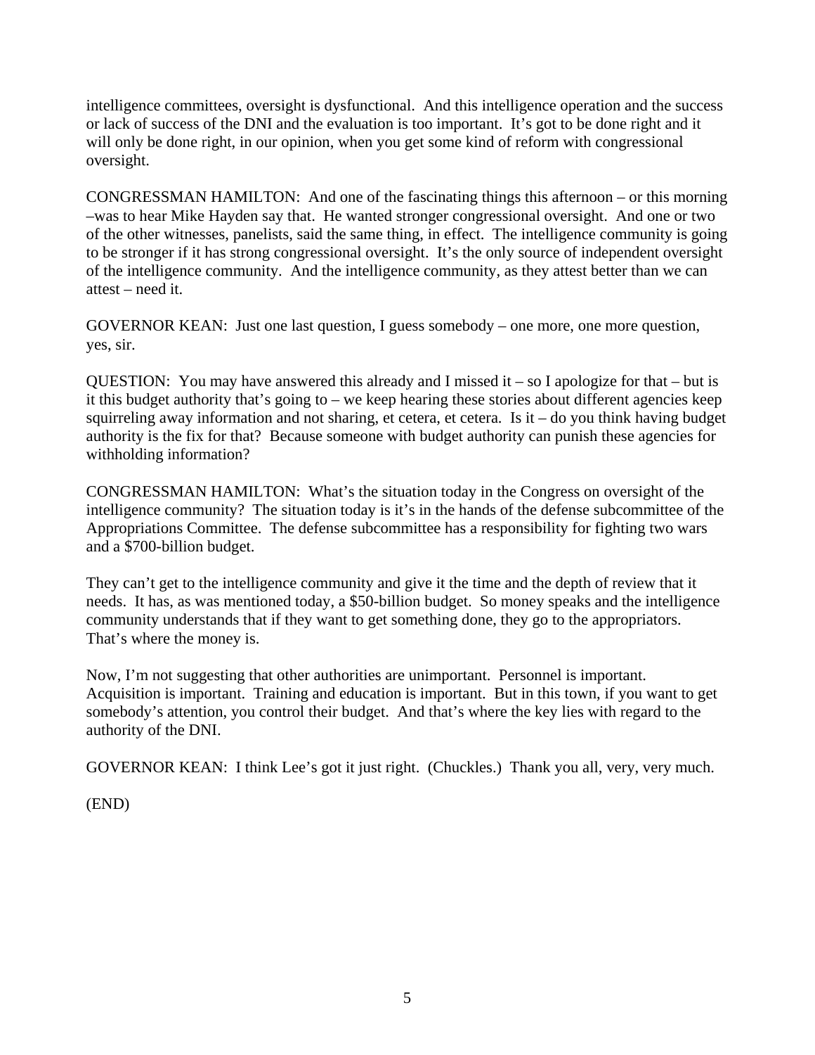intelligence committees, oversight is dysfunctional. And this intelligence operation and the success or lack of success of the DNI and the evaluation is too important. It's got to be done right and it will only be done right, in our opinion, when you get some kind of reform with congressional oversight.

CONGRESSMAN HAMILTON: And one of the fascinating things this afternoon – or this morning –was to hear Mike Hayden say that. He wanted stronger congressional oversight. And one or two of the other witnesses, panelists, said the same thing, in effect. The intelligence community is going to be stronger if it has strong congressional oversight. It's the only source of independent oversight of the intelligence community. And the intelligence community, as they attest better than we can attest – need it.

GOVERNOR KEAN: Just one last question, I guess somebody – one more, one more question, yes, sir.

QUESTION: You may have answered this already and I missed it – so I apologize for that – but is it this budget authority that's going to – we keep hearing these stories about different agencies keep squirreling away information and not sharing, et cetera, et cetera. Is it – do you think having budget authority is the fix for that? Because someone with budget authority can punish these agencies for withholding information?

CONGRESSMAN HAMILTON: What's the situation today in the Congress on oversight of the intelligence community? The situation today is it's in the hands of the defense subcommittee of the Appropriations Committee. The defense subcommittee has a responsibility for fighting two wars and a $700-billion budget.

They can't get to the intelligence community and give it the time and the depth of review that it needs. It has, as was mentioned today, a $50-billion budget. So money speaks and the intelligence community understands that if they want to get something done, they go to the appropriators. That's where the money is.

Now, I'm not suggesting that other authorities are unimportant. Personnel is important. Acquisition is important. Training and education is important. But in this town, if you want to get somebody's attention, you control their budget. And that's where the key lies with regard to the authority of the DNI.

GOVERNOR KEAN: I think Lee's got it just right. (Chuckles.) Thank you all, very, very much.

(END)